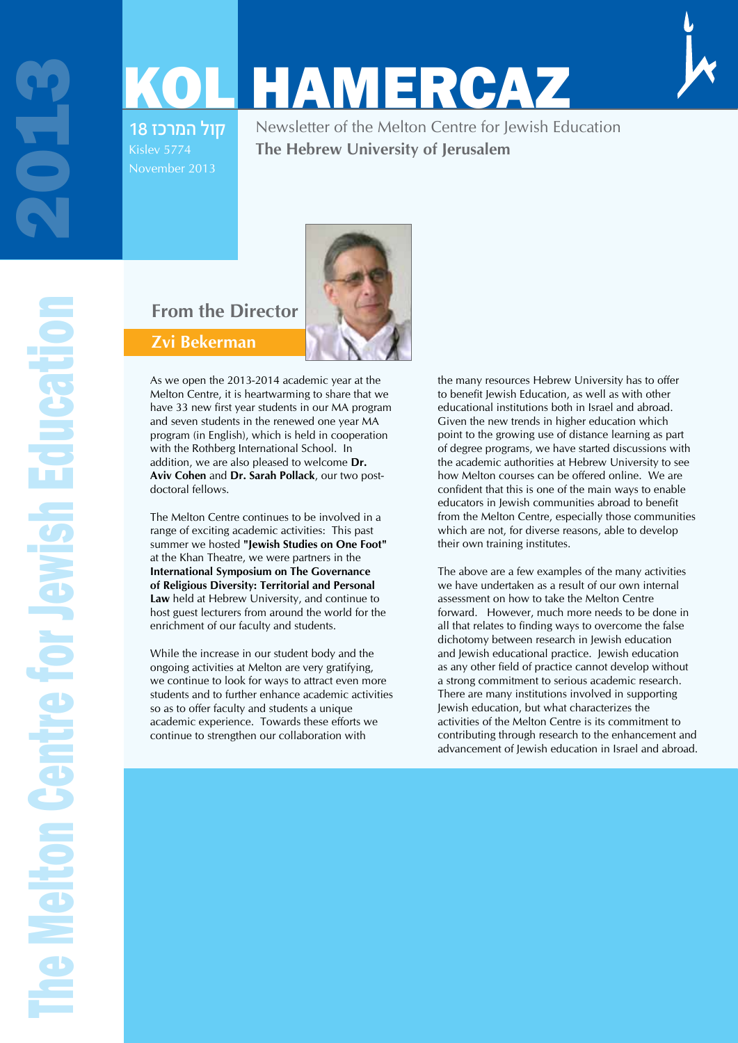# KOL HAMERCAZ

קול המרכז 18
Kislev 5774
November 2013

Newsletter of the Melton Centre for Jewish Education
**The Hebrew University of Jerusalem**

The Melton Centre for Jewish Education

2013

## From the Director

### Zvi Bekerman

As we open the 2013-2014 academic year at the Melton Centre, it is heartwarming to share that we have 33 new first year students in our MA program and seven students in the renewed one year MA program (in English), which is held in cooperation with the Rothberg International School. In addition, we are also pleased to welcome **Dr. Aviv Cohen** and **Dr. Sarah Pollack**, our two post-doctoral fellows.

The Melton Centre continues to be involved in a range of exciting academic activities: This past summer we hosted **"Jewish Studies on One Foot"** at the Khan Theatre, we were partners in the **International Symposium on The Governance of Religious Diversity: Territorial and Personal Law** held at Hebrew University, and continue to host guest lecturers from around the world for the enrichment of our faculty and students.

While the increase in our student body and the ongoing activities at Melton are very gratifying, we continue to look for ways to attract even more students and to further enhance academic activities so as to offer faculty and students a unique academic experience. Towards these efforts we continue to strengthen our collaboration with the many resources Hebrew University has to offer to benefit Jewish Education, as well as with other educational institutions both in Israel and abroad. Given the new trends in higher education which point to the growing use of distance learning as part of degree programs, we have started discussions with the academic authorities at Hebrew University to see how Melton courses can be offered online. We are confident that this is one of the main ways to enable educators in Jewish communities abroad to benefit from the Melton Centre, especially those communities which are not, for diverse reasons, able to develop their own training institutes.

The above are a few examples of the many activities we have undertaken as a result of our own internal assessment on how to take the Melton Centre forward. However, much more needs to be done in all that relates to finding ways to overcome the false dichotomy between research in Jewish education and Jewish educational practice. Jewish education as any other field of practice cannot develop without a strong commitment to serious academic research. There are many institutions involved in supporting Jewish education, but what characterizes the activities of the Melton Centre is its commitment to contributing through research to the enhancement and advancement of Jewish education in Israel and abroad.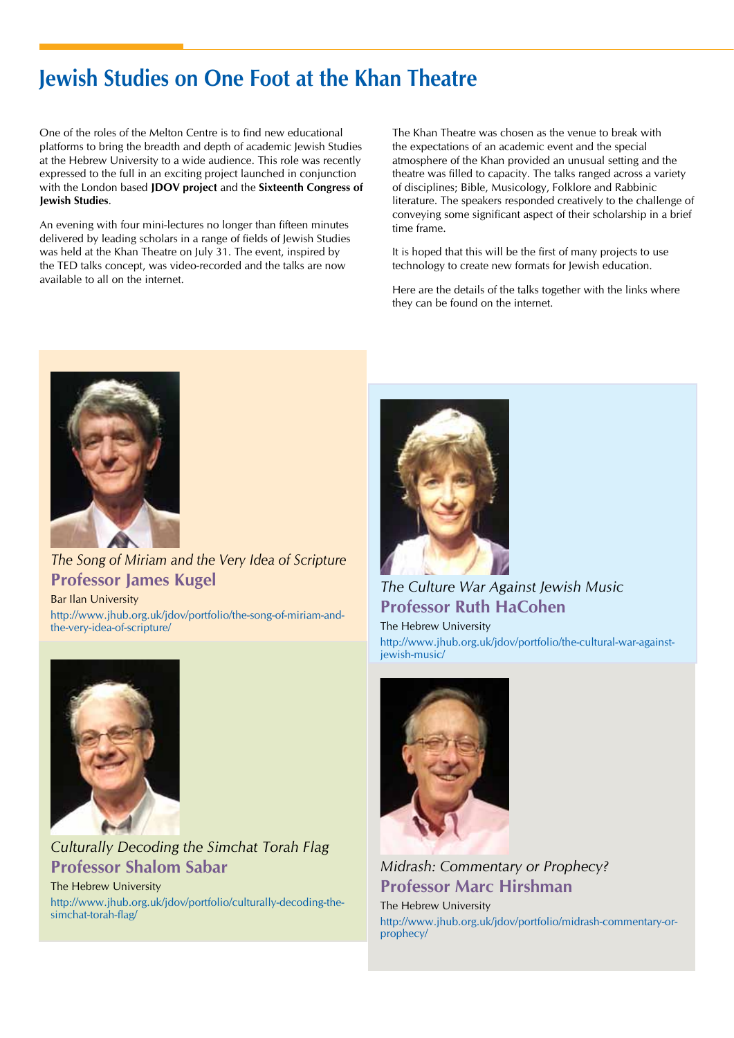# Jewish Studies on One Foot at the Khan Theatre

One of the roles of the Melton Centre is to find new educational platforms to bring the breadth and depth of academic Jewish Studies at the Hebrew University to a wide audience. This role was recently expressed to the full in an exciting project launched in conjunction with the London based **JDOV project** and the **Sixteenth Congress of Jewish Studies**.

An evening with four mini-lectures no longer than fifteen minutes delivered by leading scholars in a range of fields of Jewish Studies was held at the Khan Theatre on July 31. The event, inspired by the TED talks concept, was video-recorded and the talks are now available to all on the internet.

The Khan Theatre was chosen as the venue to break with the expectations of an academic event and the special atmosphere of the Khan provided an unusual setting and the theatre was filled to capacity. The talks ranged across a variety of disciplines; Bible, Musicology, Folklore and Rabbinic literature. The speakers responded creatively to the challenge of conveying some significant aspect of their scholarship in a brief time frame.

It is hoped that this will be the first of many projects to use technology to create new formats for Jewish education.

Here are the details of the talks together with the links where they can be found on the internet.

*The Song of Miriam and the Very Idea of Scripture*

**Professor James Kugel**

Bar Ilan University

http://www.jhub.org.uk/jdov/portfolio/the-song-of-miriam-and-the-very-idea-of-scripture/

*The Culture War Against Jewish Music*

**Professor Ruth HaCohen**

The Hebrew University

http://www.jhub.org.uk/jdov/portfolio/the-cultural-war-against-jewish-music/

*Culturally Decoding the Simchat Torah Flag*

**Professor Shalom Sabar**

The Hebrew University

http://www.jhub.org.uk/jdov/portfolio/culturally-decoding-the-simchat-torah-flag/

*Midrash: Commentary or Prophecy?*

**Professor Marc Hirshman**

The Hebrew University

http://www.jhub.org.uk/jdov/portfolio/midrash-commentary-or-prophecy/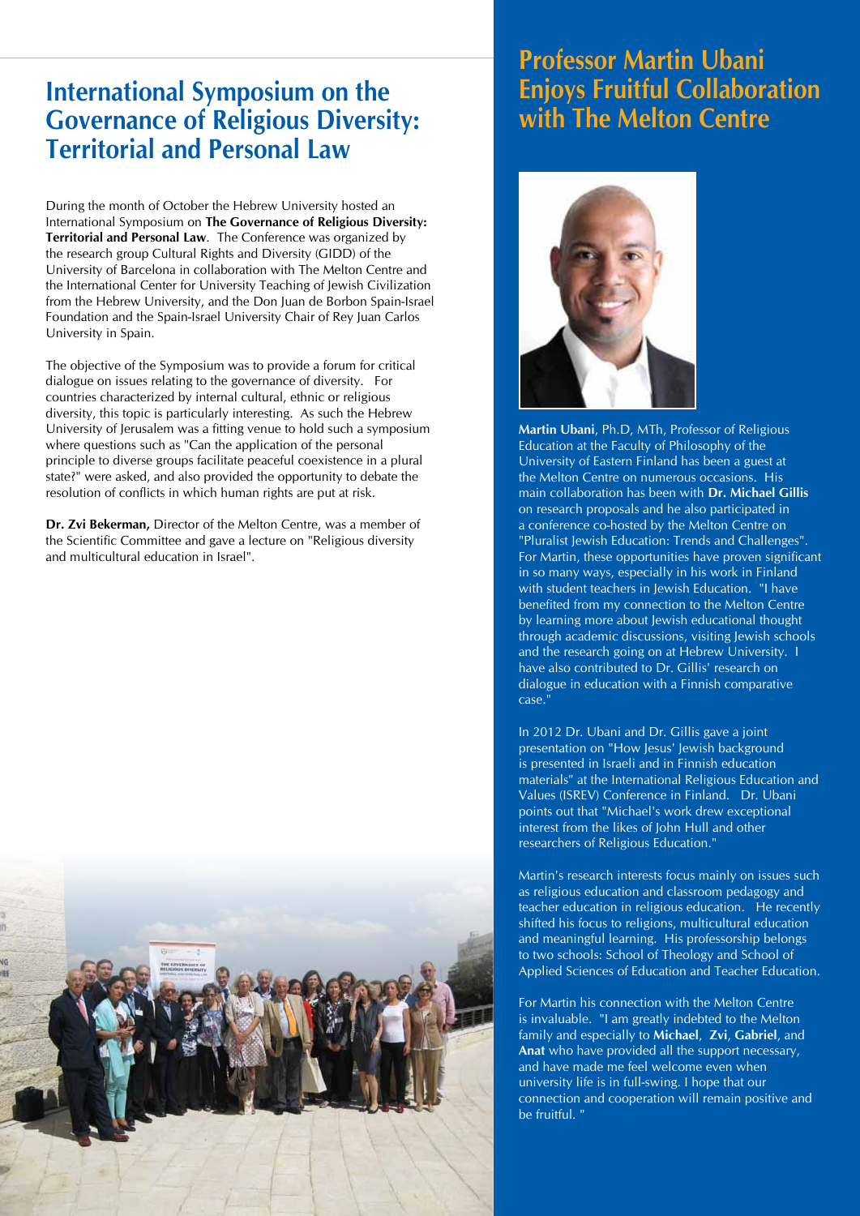## International Symposium on the Governance of Religious Diversity: Territorial and Personal Law

During the month of October the Hebrew University hosted an International Symposium on **The Governance of Religious Diversity: Territorial and Personal Law**. The Conference was organized by the research group Cultural Rights and Diversity (GIDD) of the University of Barcelona in collaboration with The Melton Centre and the International Center for University Teaching of Jewish Civilization from the Hebrew University, and the Don Juan de Borbon Spain-Israel Foundation and the Spain-Israel University Chair of Rey Juan Carlos University in Spain.

The objective of the Symposium was to provide a forum for critical dialogue on issues relating to the governance of diversity. For countries characterized by internal cultural, ethnic or religious diversity, this topic is particularly interesting. As such the Hebrew University of Jerusalem was a fitting venue to hold such a symposium where questions such as "Can the application of the personal principle to diverse groups facilitate peaceful coexistence in a plural state?" were asked, and also provided the opportunity to debate the resolution of conflicts in which human rights are put at risk.

**Dr. Zvi Bekerman,** Director of the Melton Centre, was a member of the Scientific Committee and gave a lecture on "Religious diversity and multicultural education in Israel".

## Professor Martin Ubani Enjoys Fruitful Collaboration with The Melton Centre

**Martin Ubani**, Ph.D, MTh, Professor of Religious Education at the Faculty of Philosophy of the University of Eastern Finland has been a guest at the Melton Centre on numerous occasions. His main collaboration has been with **Dr. Michael Gillis** on research proposals and he also participated in a conference co-hosted by the Melton Centre on "Pluralist Jewish Education: Trends and Challenges". For Martin, these opportunities have proven significant in so many ways, especially in his work in Finland with student teachers in Jewish Education. "I have benefited from my connection to the Melton Centre by learning more about Jewish educational thought through academic discussions, visiting Jewish schools and the research going on at Hebrew University. I have also contributed to Dr. Gillis' research on dialogue in education with a Finnish comparative case."

In 2012 Dr. Ubani and Dr. Gillis gave a joint presentation on "How Jesus' Jewish background is presented in Israeli and in Finnish education materials" at the International Religious Education and Values (ISREV) Conference in Finland. Dr. Ubani points out that "Michael's work drew exceptional interest from the likes of John Hull and other researchers of Religious Education."

Martin's research interests focus mainly on issues such as religious education and classroom pedagogy and teacher education in religious education. He recently shifted his focus to religions, multicultural education and meaningful learning. His professorship belongs to two schools: School of Theology and School of Applied Sciences of Education and Teacher Education.

For Martin his connection with the Melton Centre is invaluable. "I am greatly indebted to the Melton family and especially to **Michael**, **Zvi**, **Gabriel**, and **Anat** who have provided all the support necessary, and have made me feel welcome even when university life is in full-swing. I hope that our connection and cooperation will remain positive and be fruitful. "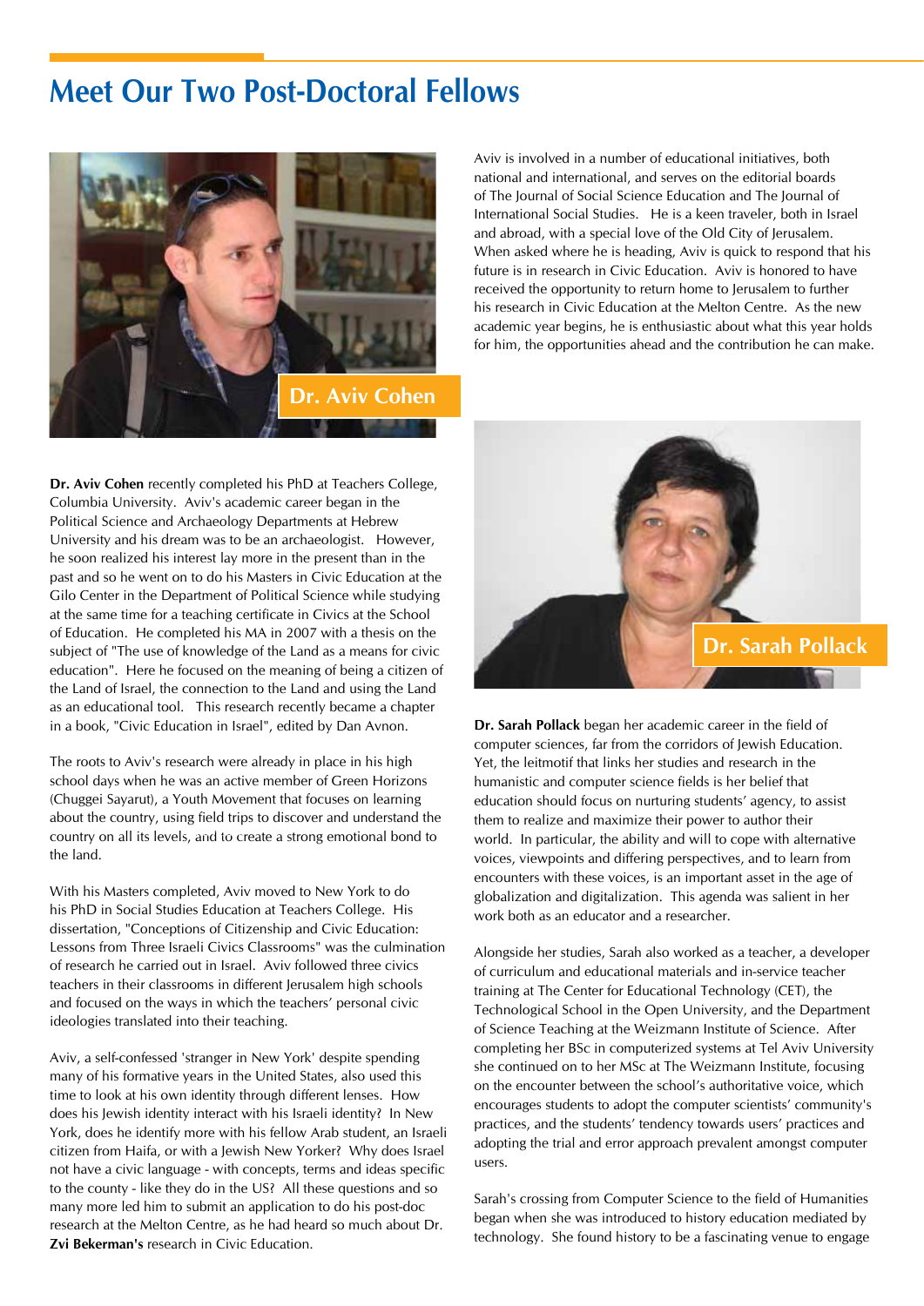# Meet Our Two Post-Doctoral Fellows

## Dr. Aviv Cohen

**Dr. Aviv Cohen** recently completed his PhD at Teachers College, Columbia University. Aviv's academic career began in the Political Science and Archaeology Departments at Hebrew University and his dream was to be an archaeologist. However, he soon realized his interest lay more in the present than in the past and so he went on to do his Masters in Civic Education at the Gilo Center in the Department of Political Science while studying at the same time for a teaching certificate in Civics at the School of Education. He completed his MA in 2007 with a thesis on the subject of "The use of knowledge of the Land as a means for civic education". Here he focused on the meaning of being a citizen of the Land of Israel, the connection to the Land and using the Land as an educational tool. This research recently became a chapter in a book, "Civic Education in Israel", edited by Dan Avnon.

The roots to Aviv's research were already in place in his high school days when he was an active member of Green Horizons (Chuggei Sayarut), a Youth Movement that focuses on learning about the country, using field trips to discover and understand the country on all its levels, and to create a strong emotional bond to the land.

With his Masters completed, Aviv moved to New York to do his PhD in Social Studies Education at Teachers College. His dissertation, "Conceptions of Citizenship and Civic Education: Lessons from Three Israeli Civics Classrooms" was the culmination of research he carried out in Israel. Aviv followed three civics teachers in their classrooms in different Jerusalem high schools and focused on the ways in which the teachers' personal civic ideologies translated into their teaching.

Aviv, a self-confessed 'stranger in New York' despite spending many of his formative years in the United States, also used this time to look at his own identity through different lenses. How does his Jewish identity interact with his Israeli identity? In New York, does he identify more with his fellow Arab student, an Israeli citizen from Haifa, or with a Jewish New Yorker? Why does Israel not have a civic language - with concepts, terms and ideas specific to the county - like they do in the US? All these questions and so many more led him to submit an application to do his post-doc research at the Melton Centre, as he had heard so much about Dr. **Zvi Bekerman's** research in Civic Education.

Aviv is involved in a number of educational initiatives, both national and international, and serves on the editorial boards of The Journal of Social Science Education and The Journal of International Social Studies. He is a keen traveler, both in Israel and abroad, with a special love of the Old City of Jerusalem. When asked where he is heading, Aviv is quick to respond that his future is in research in Civic Education. Aviv is honored to have received the opportunity to return home to Jerusalem to further his research in Civic Education at the Melton Centre. As the new academic year begins, he is enthusiastic about what this year holds for him, the opportunities ahead and the contribution he can make.

## Dr. Sarah Pollack

**Dr. Sarah Pollack** began her academic career in the field of computer sciences, far from the corridors of Jewish Education. Yet, the leitmotif that links her studies and research in the humanistic and computer science fields is her belief that education should focus on nurturing students' agency, to assist them to realize and maximize their power to author their world. In particular, the ability and will to cope with alternative voices, viewpoints and differing perspectives, and to learn from encounters with these voices, is an important asset in the age of globalization and digitalization. This agenda was salient in her work both as an educator and a researcher.

Alongside her studies, Sarah also worked as a teacher, a developer of curriculum and educational materials and in-service teacher training at The Center for Educational Technology (CET), the Technological School in the Open University, and the Department of Science Teaching at the Weizmann Institute of Science. After completing her BSc in computerized systems at Tel Aviv University she continued on to her MSc at The Weizmann Institute, focusing on the encounter between the school's authoritative voice, which encourages students to adopt the computer scientists' community's practices, and the students' tendency towards users' practices and adopting the trial and error approach prevalent amongst computer users.

Sarah's crossing from Computer Science to the field of Humanities began when she was introduced to history education mediated by technology. She found history to be a fascinating venue to engage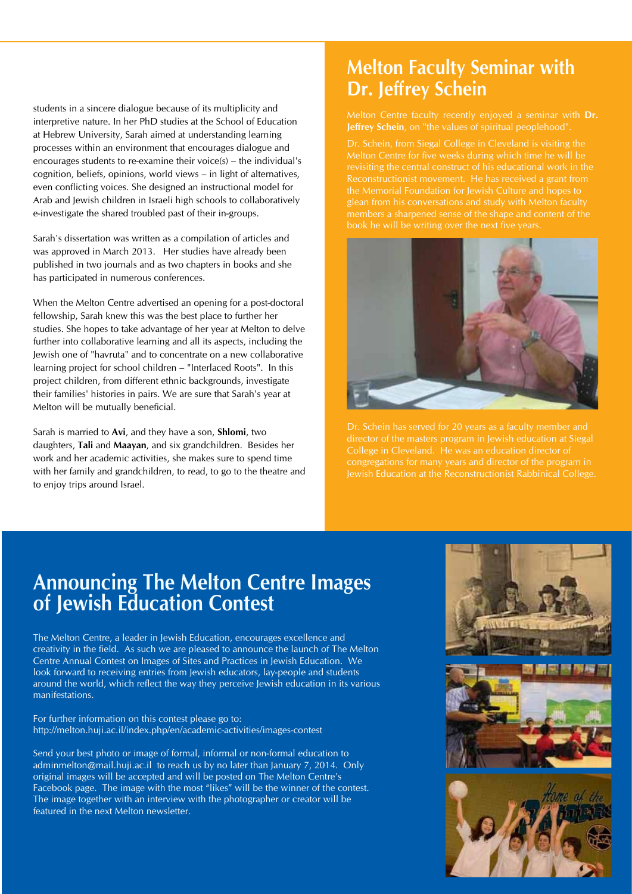students in a sincere dialogue because of its multiplicity and interpretive nature. In her PhD studies at the School of Education at Hebrew University, Sarah aimed at understanding learning processes within an environment that encourages dialogue and encourages students to re-examine their voice(s) – the individual's cognition, beliefs, opinions, world views – in light of alternatives, even conflicting voices. She designed an instructional model for Arab and Jewish children in Israeli high schools to collaboratively e-investigate the shared troubled past of their in-groups.

Sarah's dissertation was written as a compilation of articles and was approved in March 2013. Her studies have already been published in two journals and as two chapters in books and she has participated in numerous conferences.

When the Melton Centre advertised an opening for a post-doctoral fellowship, Sarah knew this was the best place to further her studies. She hopes to take advantage of her year at Melton to delve further into collaborative learning and all its aspects, including the Jewish one of "havruta" and to concentrate on a new collaborative learning project for school children – "Interlaced Roots". In this project children, from different ethnic backgrounds, investigate their families' histories in pairs. We are sure that Sarah's year at Melton will be mutually beneficial.

Sarah is married to **Avi**, and they have a son, **Shlomi**, two daughters, **Tali** and **Maayan**, and six grandchildren. Besides her work and her academic activities, she makes sure to spend time with her family and grandchildren, to read, to go to the theatre and to enjoy trips around Israel.

## Melton Faculty Seminar with Dr. Jeffrey Schein

Melton Centre faculty recently enjoyed a seminar with **Dr. Jeffrey Schein**, on "the values of spiritual peoplehood".

Dr. Schein, from Siegal College in Cleveland is visiting the Melton Centre for five weeks during which time he will be revisiting the central construct of his educational work in the Reconstructionist movement. He has received a grant from the Memorial Foundation for Jewish Culture and hopes to glean from his conversations and study with Melton faculty members a sharpened sense of the shape and content of the book he will be writing over the next five years.

Dr. Schein has served for 20 years as a faculty member and director of the masters program in Jewish education at Siegal College in Cleveland. He was an education director of congregations for many years and director of the program in Jewish Education at the Reconstructionist Rabbinical College.

## Announcing The Melton Centre Images of Jewish Education Contest

The Melton Centre, a leader in Jewish Education, encourages excellence and creativity in the field. As such we are pleased to announce the launch of The Melton Centre Annual Contest on Images of Sites and Practices in Jewish Education. We look forward to receiving entries from Jewish educators, lay-people and students around the world, which reflect the way they perceive Jewish education in its various manifestations.

For further information on this contest please go to:
http://melton.huji.ac.il/index.php/en/academic-activities/images-contest

Send your best photo or image of formal, informal or non-formal education to adminmelton@mail.huji.ac.il to reach us by no later than January 7, 2014. Only original images will be accepted and will be posted on The Melton Centre's Facebook page. The image with the most "likes" will be the winner of the contest. The image together with an interview with the photographer or creator will be featured in the next Melton newsletter.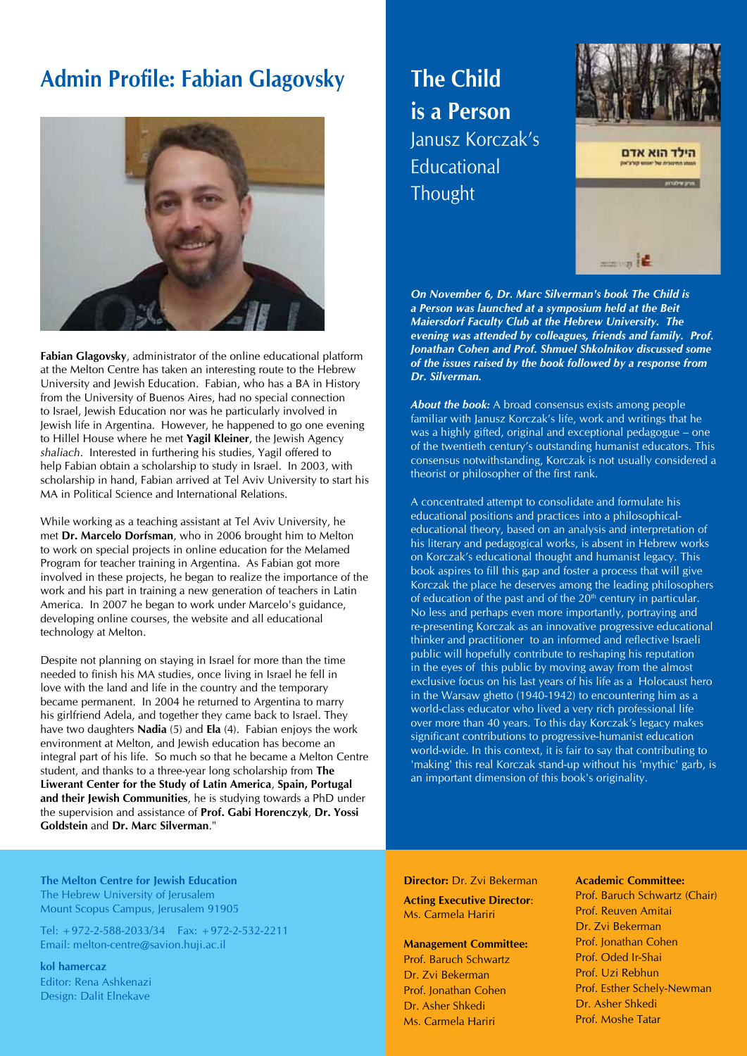## Admin Profile: Fabian Glagovsky

**Fabian Glagovsky**, administrator of the online educational platform at the Melton Centre has taken an interesting route to the Hebrew University and Jewish Education. Fabian, who has a BA in History from the University of Buenos Aires, had no special connection to Israel, Jewish Education nor was he particularly involved in Jewish life in Argentina. However, he happened to go one evening to Hillel House where he met **Yagil Kleiner**, the Jewish Agency *shaliach*. Interested in furthering his studies, Yagil offered to help Fabian obtain a scholarship to study in Israel. In 2003, with scholarship in hand, Fabian arrived at Tel Aviv University to start his MA in Political Science and International Relations.

While working as a teaching assistant at Tel Aviv University, he met **Dr. Marcelo Dorfsman**, who in 2006 brought him to Melton to work on special projects in online education for the Melamed Program for teacher training in Argentina. As Fabian got more involved in these projects, he began to realize the importance of the work and his part in training a new generation of teachers in Latin America. In 2007 he began to work under Marcelo's guidance, developing online courses, the website and all educational technology at Melton.

Despite not planning on staying in Israel for more than the time needed to finish his MA studies, once living in Israel he fell in love with the land and life in the country and the temporary became permanent. In 2004 he returned to Argentina to marry his girlfriend Adela, and together they came back to Israel. They have two daughters **Nadia** (5) and **Ela** (4). Fabian enjoys the work environment at Melton, and Jewish education has become an integral part of his life. So much so that he became a Melton Centre student, and thanks to a three-year long scholarship from **The Liwerant Center for the Study of Latin America**, **Spain, Portugal and their Jewish Communities**, he is studying towards a PhD under the supervision and assistance of **Prof. Gabi Horenczyk**, **Dr. Yossi Goldstein** and **Dr. Marc Silverman**."

## The Child is a Person

Janusz Korczak's Educational Thought

***On November 6, Dr. Marc Silverman's book The Child is a Person was launched at a symposium held at the Beit Maiersdorf Faculty Club at the Hebrew University. The evening was attended by colleagues, friends and family. Prof. Jonathan Cohen and Prof. Shmuel Shkolnikov discussed some of the issues raised by the book followed by a response from Dr. Silverman.***

***About the book:*** A broad consensus exists among people familiar with Janusz Korczak's life, work and writings that he was a highly gifted, original and exceptional pedagogue – one of the twentieth century's outstanding humanist educators. This consensus notwithstanding, Korczak is not usually considered a theorist or philosopher of the first rank.

A concentrated attempt to consolidate and formulate his educational positions and practices into a philosophical-educational theory, based on an analysis and interpretation of his literary and pedagogical works, is absent in Hebrew works on Korczak's educational thought and humanist legacy. This book aspires to fill this gap and foster a process that will give Korczak the place he deserves among the leading philosophers of education of the past and of the 20th century in particular. No less and perhaps even more importantly, portraying and re-presenting Korczak as an innovative progressive educational thinker and practitioner to an informed and reflective Israeli public will hopefully contribute to reshaping his reputation in the eyes of this public by moving away from the almost exclusive focus on his last years of his life as a Holocaust hero in the Warsaw ghetto (1940-1942) to encountering him as a world-class educator who lived a very rich professional life over more than 40 years. To this day Korczak's legacy makes significant contributions to progressive-humanist education world-wide. In this context, it is fair to say that contributing to 'making' this real Korczak stand-up without his 'mythic' garb, is an important dimension of this book's originality.

**The Melton Centre for Jewish Education**
The Hebrew University of Jerusalem
Mount Scopus Campus, Jerusalem 91905

Tel: +972-2-588-2033/34 Fax: +972-2-532-2211
Email: melton-centre@savion.huji.ac.il

**kol hamercaz**
Editor: Rena Ashkenazi
Design: Dalit Elnekave

**Director:** Dr. Zvi Bekerman

**Acting Executive Director**: Ms. Carmela Hariri

**Management Committee:**
Prof. Baruch Schwartz
Dr. Zvi Bekerman
Prof. Jonathan Cohen
Dr. Asher Shkedi
Ms. Carmela Hariri

**Academic Committee:**
Prof. Baruch Schwartz (Chair)
Prof. Reuven Amitai
Dr. Zvi Bekerman
Prof. Jonathan Cohen
Prof. Oded Ir-Shai
Prof. Uzi Rebhun
Prof. Esther Schely-Newman
Dr. Asher Shkedi
Prof. Moshe Tatar